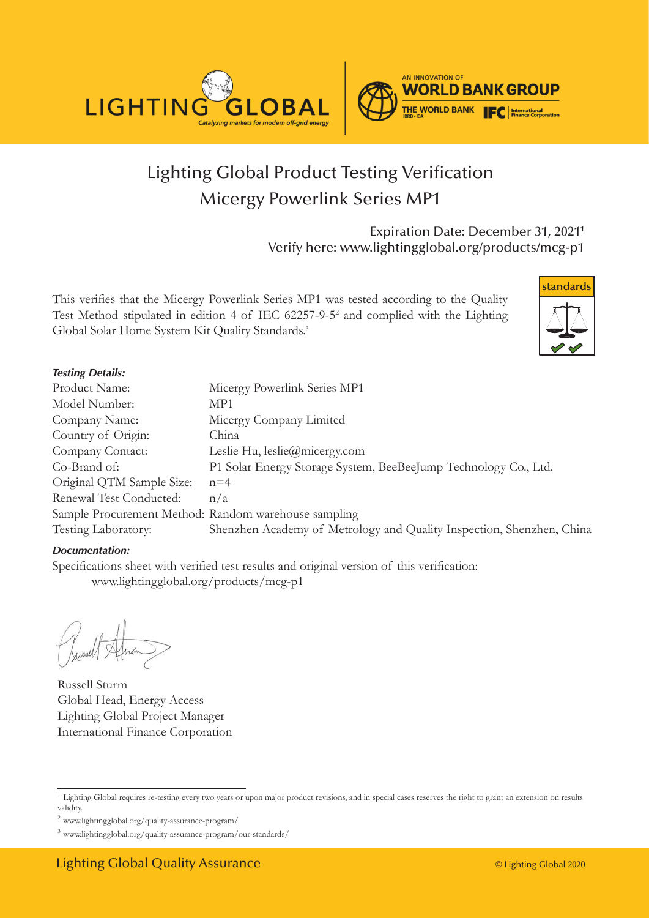# Lighting Global Product Testing Verification

## Micergy Powerlink Series MP1

Expiration Date: December 31, 2021[1]
Verify here: www.lightingglobal.org/products/mcg-p1

This verifies that the Micergy Powerlink Series MP1 was tested according to the Quality Test Method stipulated in edition 4 of IEC 62257-9-5[2] and complied with the Lighting Global Solar Home System Kit Quality Standards.[3]

***Testing Details:***

| | |
|---|---|
| Product Name: | Micergy Powerlink Series MP1 |
| Model Number: | MP1 |
| Company Name: | Micergy Company Limited |
| Country of Origin: | China |
| Company Contact: | Leslie Hu, leslie@micergy.com |
| Co-Brand of: | P1 Solar Energy Storage System, BeeBeeJump Technology Co., Ltd. |
| Original QTM Sample Size: | n=4 |
| Renewal Test Conducted: | n/a |
| Sample Procurement Method: | Random warehouse sampling |
| Testing Laboratory: | Shenzhen Academy of Metrology and Quality Inspection, Shenzhen, China |

***Documentation:***

Specifications sheet with verified test results and original version of this verification:
www.lightingglobal.org/products/mcg-p1

Russell Sturm
Global Head, Energy Access
Lighting Global Project Manager
International Finance Corporation

---

[1] Lighting Global requires re-testing every two years or upon major product revisions, and in special cases reserves the right to grant an extension on results validity.

[2] www.lightingglobal.org/quality-assurance-program/

[3] www.lightingglobal.org/quality-assurance-program/our-standards/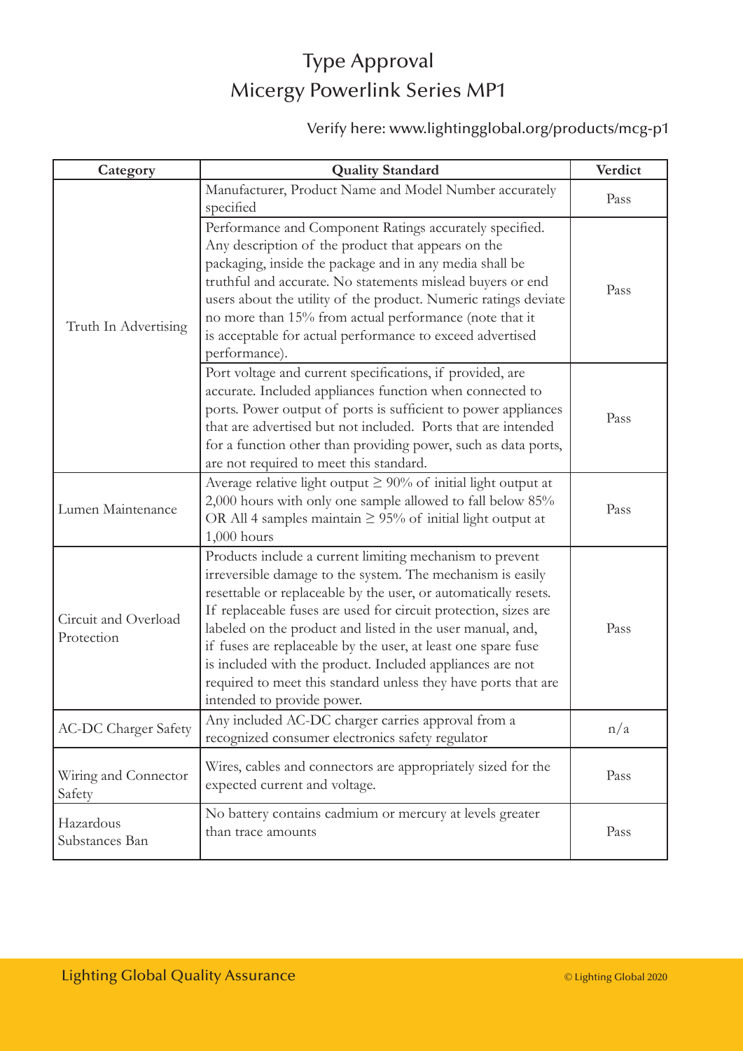# Type Approval
# Micergy Powerlink Series MP1

Verify here: www.lightingglobal.org/products/mcg-p1

| Category | Quality Standard | Verdict |
| --- | --- | --- |
| Truth In Advertising | Manufacturer, Product Name and Model Number accurately specified | Pass |
| | Performance and Component Ratings accurately specified. Any description of the product that appears on the packaging, inside the package and in any media shall be truthful and accurate. No statements mislead buyers or end users about the utility of the product. Numeric ratings deviate no more than 15% from actual performance (note that it is acceptable for actual performance to exceed advertised performance). | Pass |
| | Port voltage and current specifications, if provided, are accurate. Included appliances function when connected to ports. Power output of ports is sufficient to power appliances that are advertised but not included. Ports that are intended for a function other than providing power, such as data ports, are not required to meet this standard. | Pass |
| Lumen Maintenance | Average relative light output $\geq$ 90% of initial light output at 2,000 hours with only one sample allowed to fall below 85% OR All 4 samples maintain $\geq$ 95% of initial light output at 1,000 hours | Pass |
| Circuit and Overload Protection | Products include a current limiting mechanism to prevent irreversible damage to the system. The mechanism is easily resettable or replaceable by the user, or automatically resets. If replaceable fuses are used for circuit protection, sizes are labeled on the product and listed in the user manual, and, if fuses are replaceable by the user, at least one spare fuse is included with the product. Included appliances are not required to meet this standard unless they have ports that are intended to provide power. | Pass |
| AC-DC Charger Safety | Any included AC-DC charger carries approval from a recognized consumer electronics safety regulator | n/a |
| Wiring and Connector Safety | Wires, cables and connectors are appropriately sized for the expected current and voltage. | Pass |
| Hazardous Substances Ban | No battery contains cadmium or mercury at levels greater than trace amounts | Pass |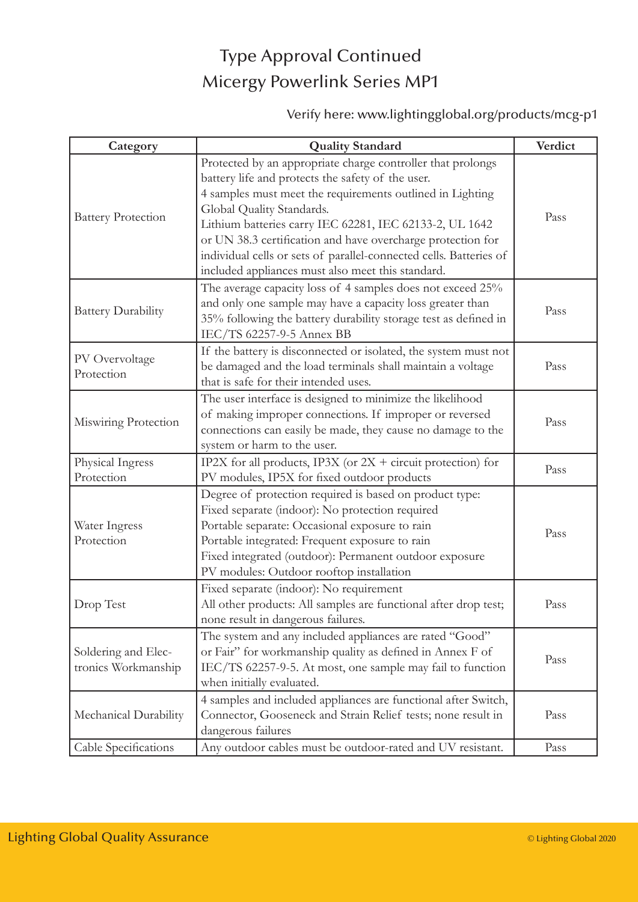# Type Approval Continued
# Micergy Powerlink Series MP1

Verify here: www.lightingglobal.org/products/mcg-p1

| Category | Quality Standard | Verdict |
|---|---|---|
| Battery Protection | Protected by an appropriate charge controller that prolongs battery life and protects the safety of the user.<br>4 samples must meet the requirements outlined in Lighting Global Quality Standards.<br>Lithium batteries carry IEC 62281, IEC 62133-2, UL 1642 or UN 38.3 certification and have overcharge protection for individual cells or sets of parallel-connected cells. Batteries of included appliances must also meet this standard. | Pass |
| Battery Durability | The average capacity loss of 4 samples does not exceed 25% and only one sample may have a capacity loss greater than 35% following the battery durability storage test as defined in IEC/TS 62257-9-5 Annex BB | Pass |
| PV Overvoltage Protection | If the battery is disconnected or isolated, the system must not be damaged and the load terminals shall maintain a voltage that is safe for their intended uses. | Pass |
| Miswiring Protection | The user interface is designed to minimize the likelihood of making improper connections. If improper or reversed connections can easily be made, they cause no damage to the system or harm to the user. | Pass |
| Physical Ingress Protection | IP2X for all products, IP3X (or 2X + circuit protection) for PV modules, IP5X for fixed outdoor products | Pass |
| Water Ingress Protection | Degree of protection required is based on product type:<br>Fixed separate (indoor): No protection required<br>Portable separate: Occasional exposure to rain<br>Portable integrated: Frequent exposure to rain<br>Fixed integrated (outdoor): Permanent outdoor exposure<br>PV modules: Outdoor rooftop installation | Pass |
| Drop Test | Fixed separate (indoor): No requirement<br>All other products: All samples are functional after drop test; none result in dangerous failures. | Pass |
| Soldering and Electronics Workmanship | The system and any included appliances are rated "Good" or Fair" for workmanship quality as defined in Annex F of IEC/TS 62257-9-5. At most, one sample may fail to function when initially evaluated. | Pass |
| Mechanical Durability | 4 samples and included appliances are functional after Switch, Connector, Gooseneck and Strain Relief tests; none result in dangerous failures | Pass |
| Cable Specifications | Any outdoor cables must be outdoor-rated and UV resistant. | Pass |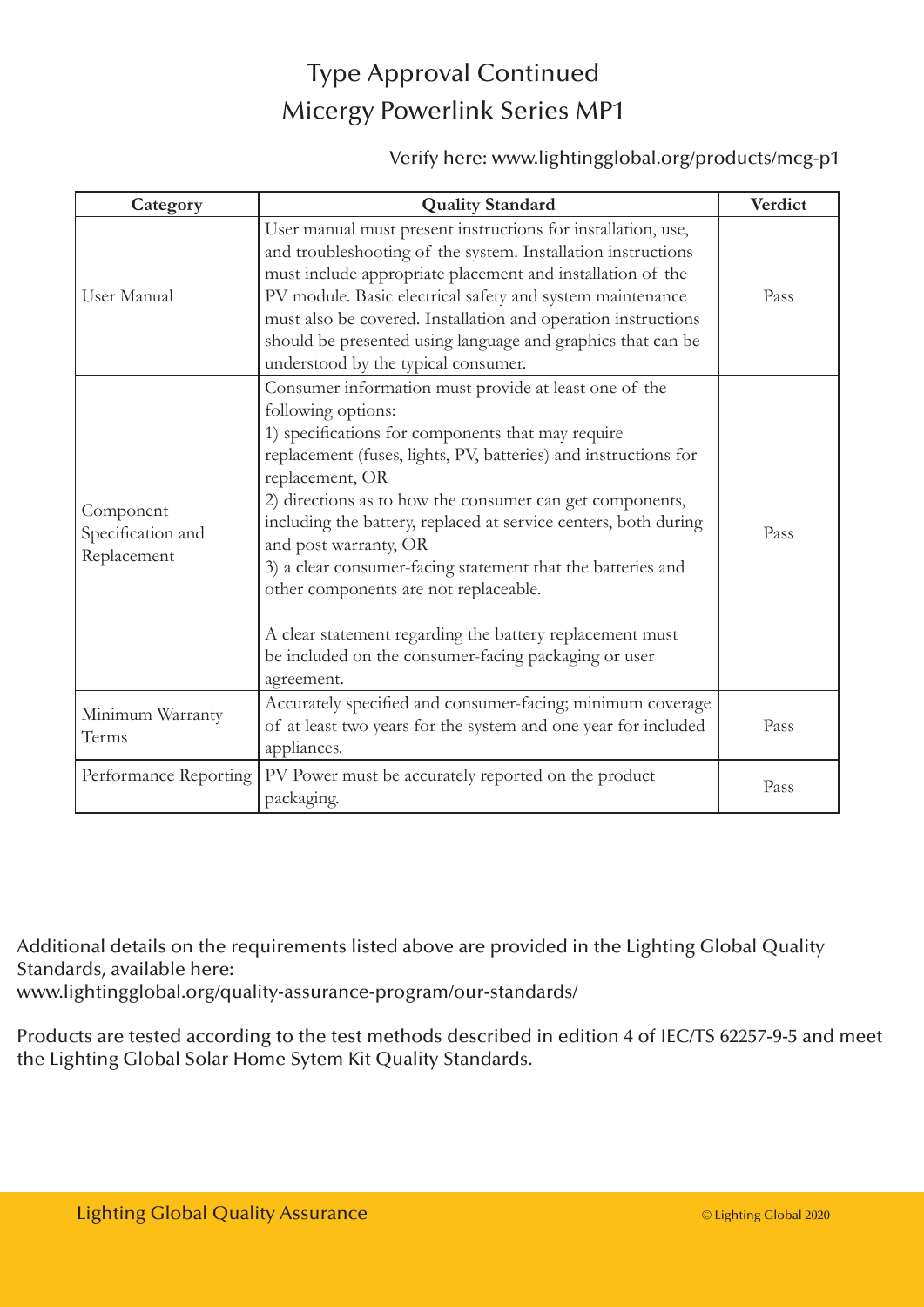# Type Approval Continued
# Micergy Powerlink Series MP1

Verify here: www.lightingglobal.org/products/mcg-p1

| Category | Quality Standard | Verdict |
|---|---|---|
| User Manual | User manual must present instructions for installation, use, and troubleshooting of the system. Installation instructions must include appropriate placement and installation of the PV module. Basic electrical safety and system maintenance must also be covered. Installation and operation instructions should be presented using language and graphics that can be understood by the typical consumer. | Pass |
| Component Specification and Replacement | Consumer information must provide at least one of the following options:<br>1) specifications for components that may require replacement (fuses, lights, PV, batteries) and instructions for replacement, OR<br>2) directions as to how the consumer can get components, including the battery, replaced at service centers, both during and post warranty, OR<br>3) a clear consumer-facing statement that the batteries and other components are not replaceable.<br><br>A clear statement regarding the battery replacement must be included on the consumer-facing packaging or user agreement. | Pass |
| Minimum Warranty Terms | Accurately specified and consumer-facing; minimum coverage of at least two years for the system and one year for included appliances. | Pass |
| Performance Reporting | PV Power must be accurately reported on the product packaging. | Pass |

Additional details on the requirements listed above are provided in the Lighting Global Quality Standards, available here:
www.lightingglobal.org/quality-assurance-program/our-standards/

Products are tested according to the test methods described in edition 4 of IEC/TS 62257-9-5 and meet the Lighting Global Solar Home Sytem Kit Quality Standards.